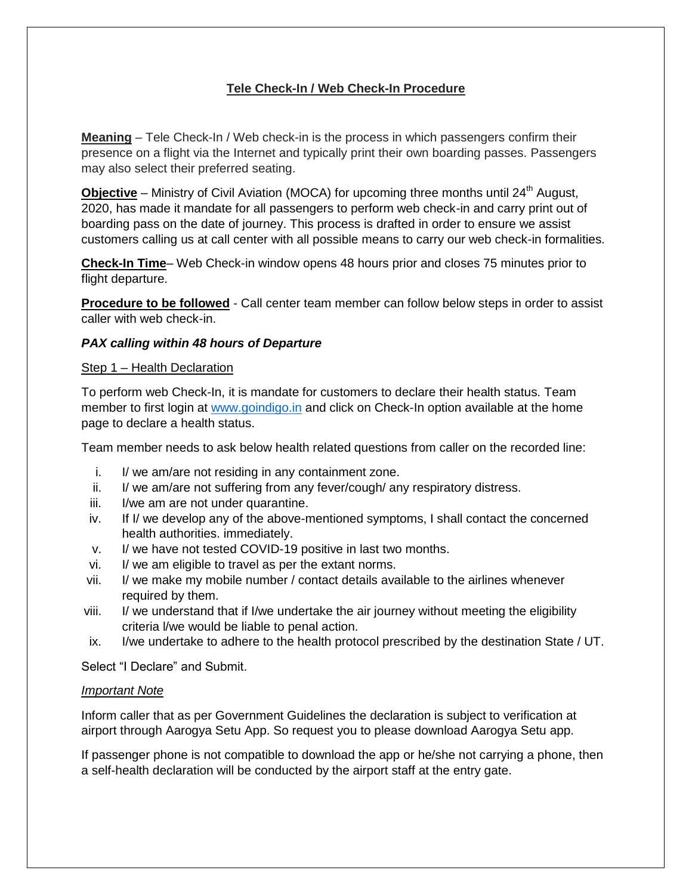# Tele Check-In / Web Check-In Procedure

**Meaning** – Tele Check-In / Web check-in is the process in which passengers confirm their presence on a flight via the Internet and typically print their own boarding passes. Passengers may also select their preferred seating.

**Objective** – Ministry of Civil Aviation (MOCA) for upcoming three months until 24th August, 2020, has made it mandate for all passengers to perform web check-in and carry print out of boarding pass on the date of journey. This process is drafted in order to ensure we assist customers calling us at call center with all possible means to carry our web check-in formalities.

**Check-In Time**– Web Check-in window opens 48 hours prior and closes 75 minutes prior to flight departure.

**Procedure to be followed** - Call center team member can follow below steps in order to assist caller with web check-in.

***PAX calling within 48 hours of Departure***

Step 1 – Health Declaration

To perform web Check-In, it is mandate for customers to declare their health status. Team member to first login at [www.goindigo.in](http://www.goindigo.in) and click on Check-In option available at the home page to declare a health status.

Team member needs to ask below health related questions from caller on the recorded line:

i. I/ we am/are not residing in any containment zone.
ii. I/ we am/are not suffering from any fever/cough/ any respiratory distress.
iii. I/we am are not under quarantine.
iv. If I/ we develop any of the above-mentioned symptoms, I shall contact the concerned health authorities. immediately.
v. I/ we have not tested COVID-19 positive in last two months.
vi. I/ we am eligible to travel as per the extant norms.
vii. I/ we make my mobile number / contact details available to the airlines whenever required by them.
viii. I/ we understand that if I/we undertake the air journey without meeting the eligibility criteria l/we would be liable to penal action.
ix. I/we undertake to adhere to the health protocol prescribed by the destination State / UT.

Select "I Declare" and Submit.

*Important Note*

Inform caller that as per Government Guidelines the declaration is subject to verification at airport through Aarogya Setu App. So request you to please download Aarogya Setu app.

If passenger phone is not compatible to download the app or he/she not carrying a phone, then a self-health declaration will be conducted by the airport staff at the entry gate.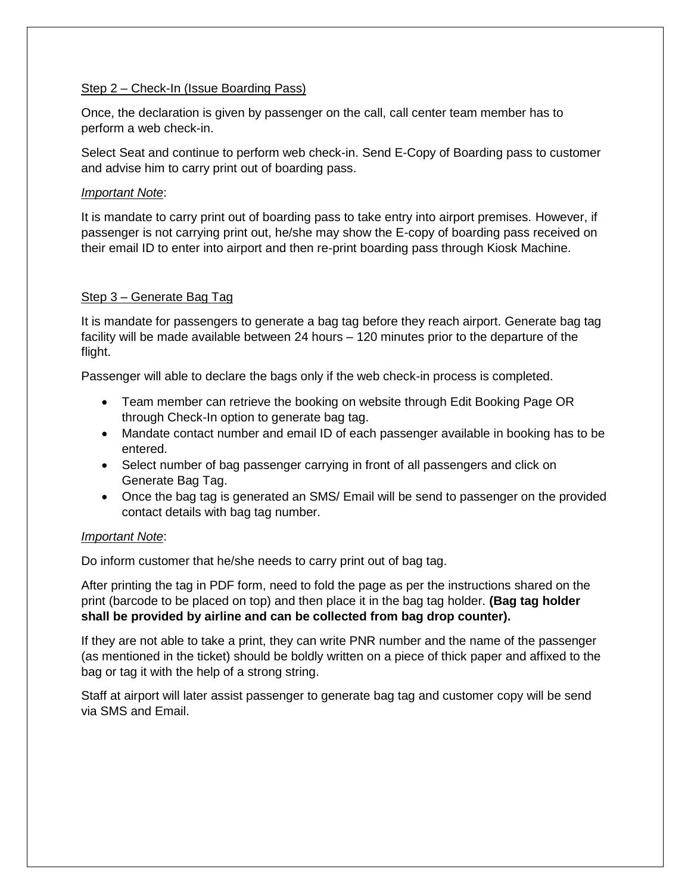Step 2 – Check-In (Issue Boarding Pass)

Once, the declaration is given by passenger on the call, call center team member has to perform a web check-in.

Select Seat and continue to perform web check-in. Send E-Copy of Boarding pass to customer and advise him to carry print out of boarding pass.

*Important Note*:

It is mandate to carry print out of boarding pass to take entry into airport premises. However, if passenger is not carrying print out, he/she may show the E-copy of boarding pass received on their email ID to enter into airport and then re-print boarding pass through Kiosk Machine.

Step 3 – Generate Bag Tag

It is mandate for passengers to generate a bag tag before they reach airport. Generate bag tag facility will be made available between 24 hours – 120 minutes prior to the departure of the flight.

Passenger will able to declare the bags only if the web check-in process is completed.

- Team member can retrieve the booking on website through Edit Booking Page OR through Check-In option to generate bag tag.
- Mandate contact number and email ID of each passenger available in booking has to be entered.
- Select number of bag passenger carrying in front of all passengers and click on Generate Bag Tag.
- Once the bag tag is generated an SMS/ Email will be send to passenger on the provided contact details with bag tag number.

*Important Note*:

Do inform customer that he/she needs to carry print out of bag tag.

After printing the tag in PDF form, need to fold the page as per the instructions shared on the print (barcode to be placed on top) and then place it in the bag tag holder. **(Bag tag holder shall be provided by airline and can be collected from bag drop counter).**

If they are not able to take a print, they can write PNR number and the name of the passenger (as mentioned in the ticket) should be boldly written on a piece of thick paper and affixed to the bag or tag it with the help of a strong string.

Staff at airport will later assist passenger to generate bag tag and customer copy will be send via SMS and Email.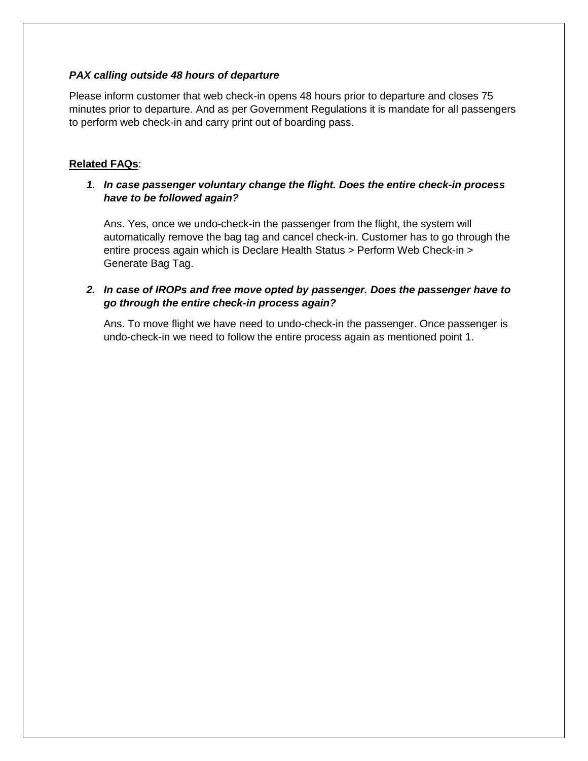***PAX calling outside 48 hours of departure***

Please inform customer that web check-in opens 48 hours prior to departure and closes 75 minutes prior to departure. And as per Government Regulations it is mandate for all passengers to perform web check-in and carry print out of boarding pass.

**Related FAQs**:

1. ***In case passenger voluntary change the flight. Does the entire check-in process have to be followed again?***

   Ans. Yes, once we undo-check-in the passenger from the flight, the system will automatically remove the bag tag and cancel check-in. Customer has to go through the entire process again which is Declare Health Status > Perform Web Check-in > Generate Bag Tag.

2. ***In case of IROPs and free move opted by passenger. Does the passenger have to go through the entire check-in process again?***

   Ans. To move flight we have need to undo-check-in the passenger. Once passenger is undo-check-in we need to follow the entire process again as mentioned point 1.